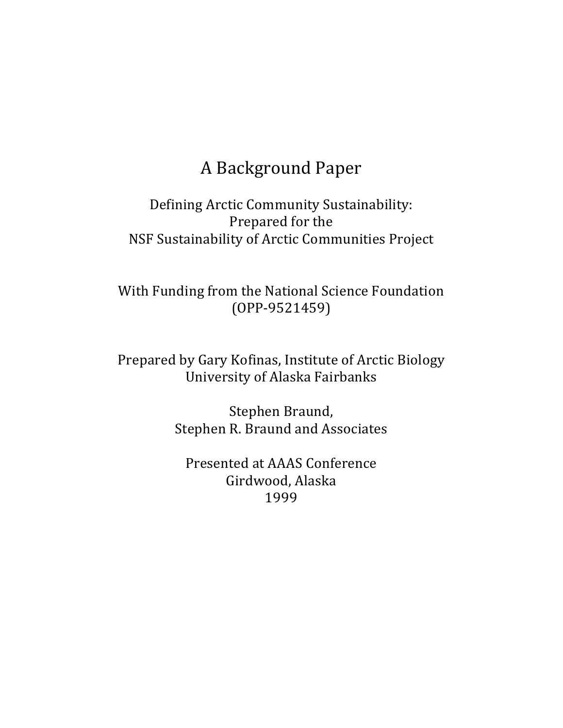# A Background Paper

Defining Arctic Community Sustainability:
Prepared for the
NSF Sustainability of Arctic Communities Project

With Funding from the National Science Foundation
(OPP-9521459)

Prepared by Gary Kofinas, Institute of Arctic Biology
University of Alaska Fairbanks

Stephen Braund,
Stephen R. Braund and Associates

Presented at AAAS Conference
Girdwood, Alaska
1999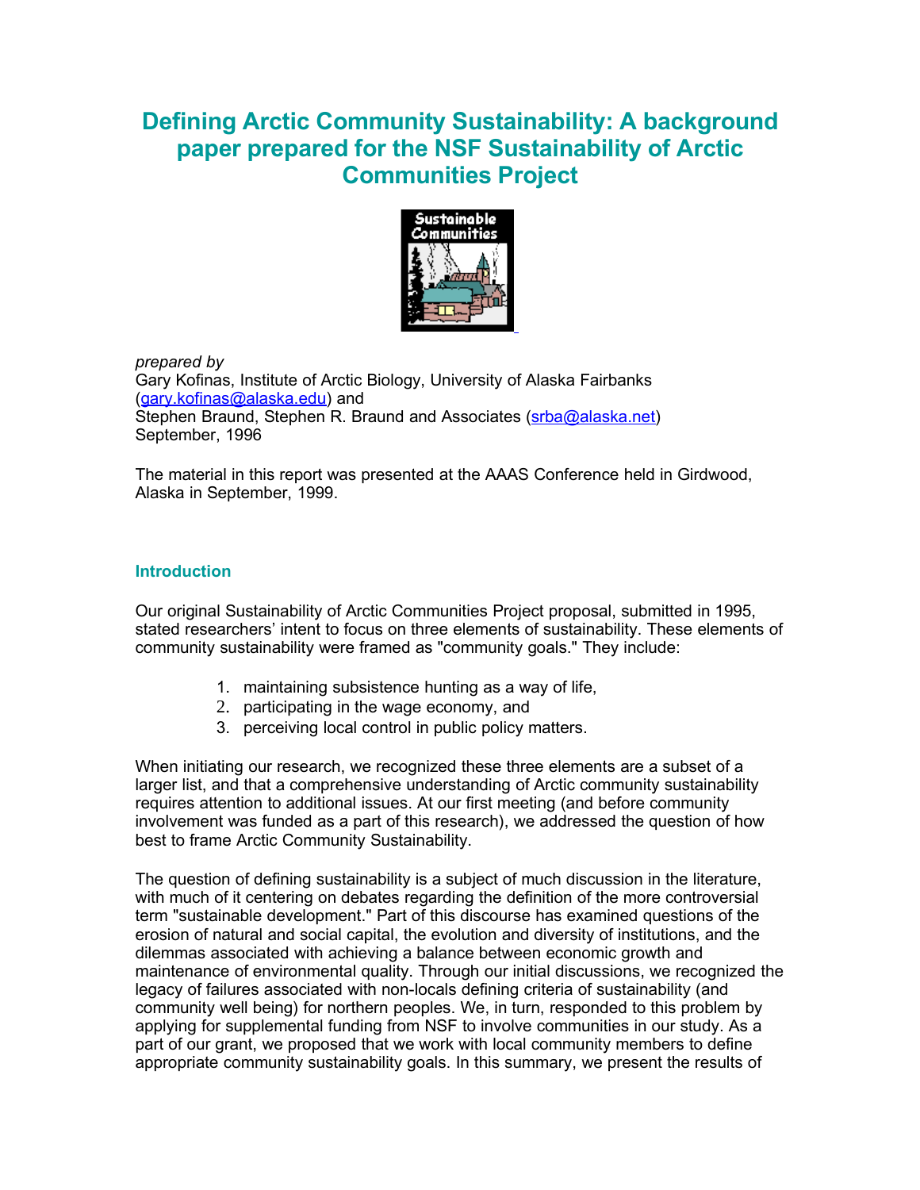# Defining Arctic Community Sustainability: A background paper prepared for the NSF Sustainability of Arctic Communities Project

*prepared by*
Gary Kofinas, Institute of Arctic Biology, University of Alaska Fairbanks (gary.kofinas@alaska.edu) and
Stephen Braund, Stephen R. Braund and Associates (srba@alaska.net)
September, 1996

The material in this report was presented at the AAAS Conference held in Girdwood, Alaska in September, 1999.

## Introduction

Our original Sustainability of Arctic Communities Project proposal, submitted in 1995, stated researchers' intent to focus on three elements of sustainability. These elements of community sustainability were framed as "community goals." They include:

1. maintaining subsistence hunting as a way of life,
2. participating in the wage economy, and
3. perceiving local control in public policy matters.

When initiating our research, we recognized these three elements are a subset of a larger list, and that a comprehensive understanding of Arctic community sustainability requires attention to additional issues. At our first meeting (and before community involvement was funded as a part of this research), we addressed the question of how best to frame Arctic Community Sustainability.

The question of defining sustainability is a subject of much discussion in the literature, with much of it centering on debates regarding the definition of the more controversial term "sustainable development." Part of this discourse has examined questions of the erosion of natural and social capital, the evolution and diversity of institutions, and the dilemmas associated with achieving a balance between economic growth and maintenance of environmental quality. Through our initial discussions, we recognized the legacy of failures associated with non-locals defining criteria of sustainability (and community well being) for northern peoples. We, in turn, responded to this problem by applying for supplemental funding from NSF to involve communities in our study. As a part of our grant, we proposed that we work with local community members to define appropriate community sustainability goals. In this summary, we present the results of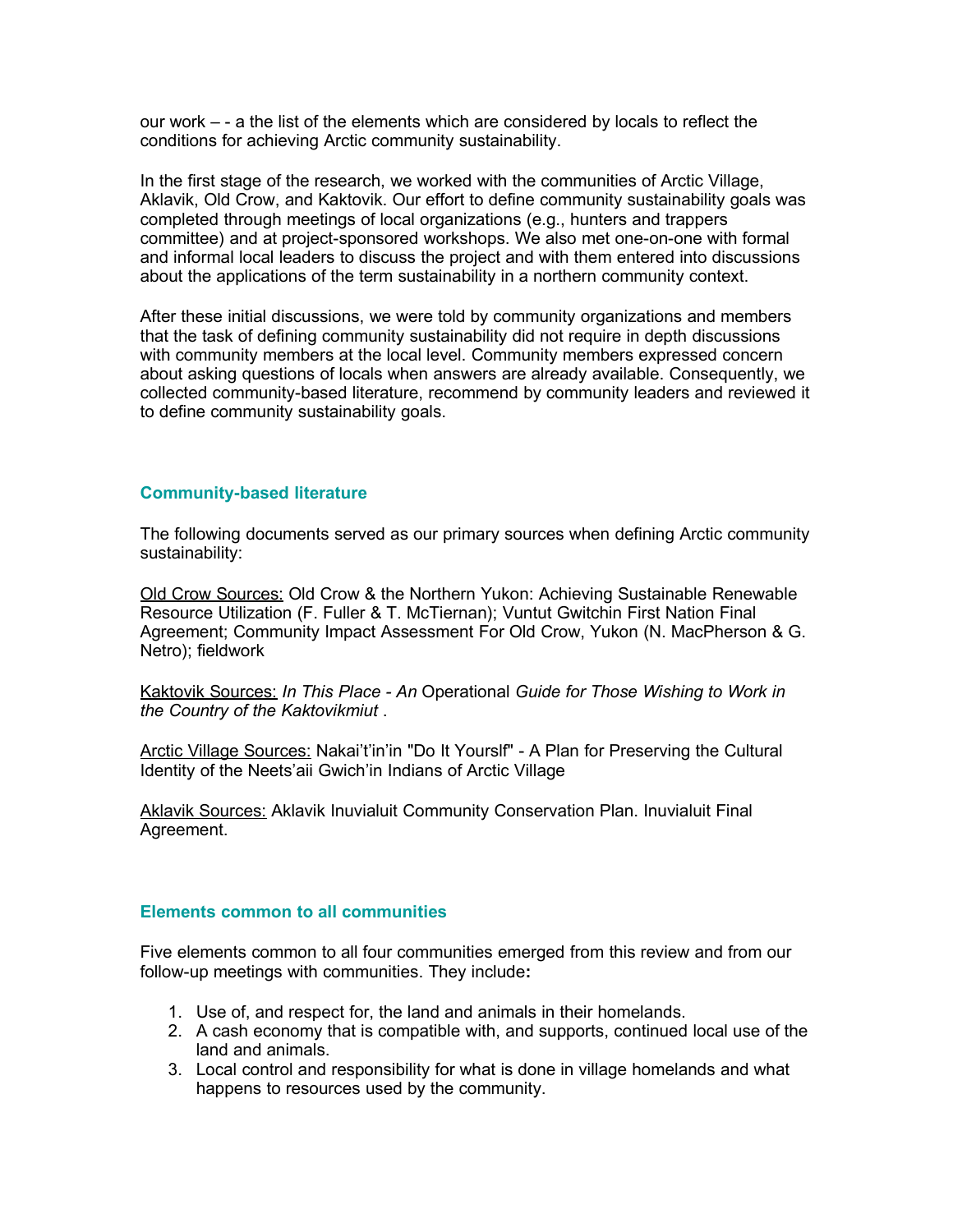our work – - a the list of the elements which are considered by locals to reflect the conditions for achieving Arctic community sustainability.

In the first stage of the research, we worked with the communities of Arctic Village, Aklavik, Old Crow, and Kaktovik. Our effort to define community sustainability goals was completed through meetings of local organizations (e.g., hunters and trappers committee) and at project-sponsored workshops. We also met one-on-one with formal and informal local leaders to discuss the project and with them entered into discussions about the applications of the term sustainability in a northern community context.

After these initial discussions, we were told by community organizations and members that the task of defining community sustainability did not require in depth discussions with community members at the local level. Community members expressed concern about asking questions of locals when answers are already available. Consequently, we collected community-based literature, recommend by community leaders and reviewed it to define community sustainability goals.

## Community-based literature

The following documents served as our primary sources when defining Arctic community sustainability:

Old Crow Sources: Old Crow & the Northern Yukon: Achieving Sustainable Renewable Resource Utilization (F. Fuller & T. McTiernan); Vuntut Gwitchin First Nation Final Agreement; Community Impact Assessment For Old Crow, Yukon (N. MacPherson & G. Netro); fieldwork

Kaktovik Sources: *In This Place - An* Operational *Guide for Those Wishing to Work in the Country of the Kaktovikmiut* .

Arctic Village Sources: Nakai't'in'in "Do It Yourslf" - A Plan for Preserving the Cultural Identity of the Neets'aii Gwich'in Indians of Arctic Village

Aklavik Sources: Aklavik Inuvialuit Community Conservation Plan. Inuvialuit Final Agreement.

## Elements common to all communities

Five elements common to all four communities emerged from this review and from our follow-up meetings with communities. They include**:**

1. Use of, and respect for, the land and animals in their homelands.
2. A cash economy that is compatible with, and supports, continued local use of the land and animals.
3. Local control and responsibility for what is done in village homelands and what happens to resources used by the community.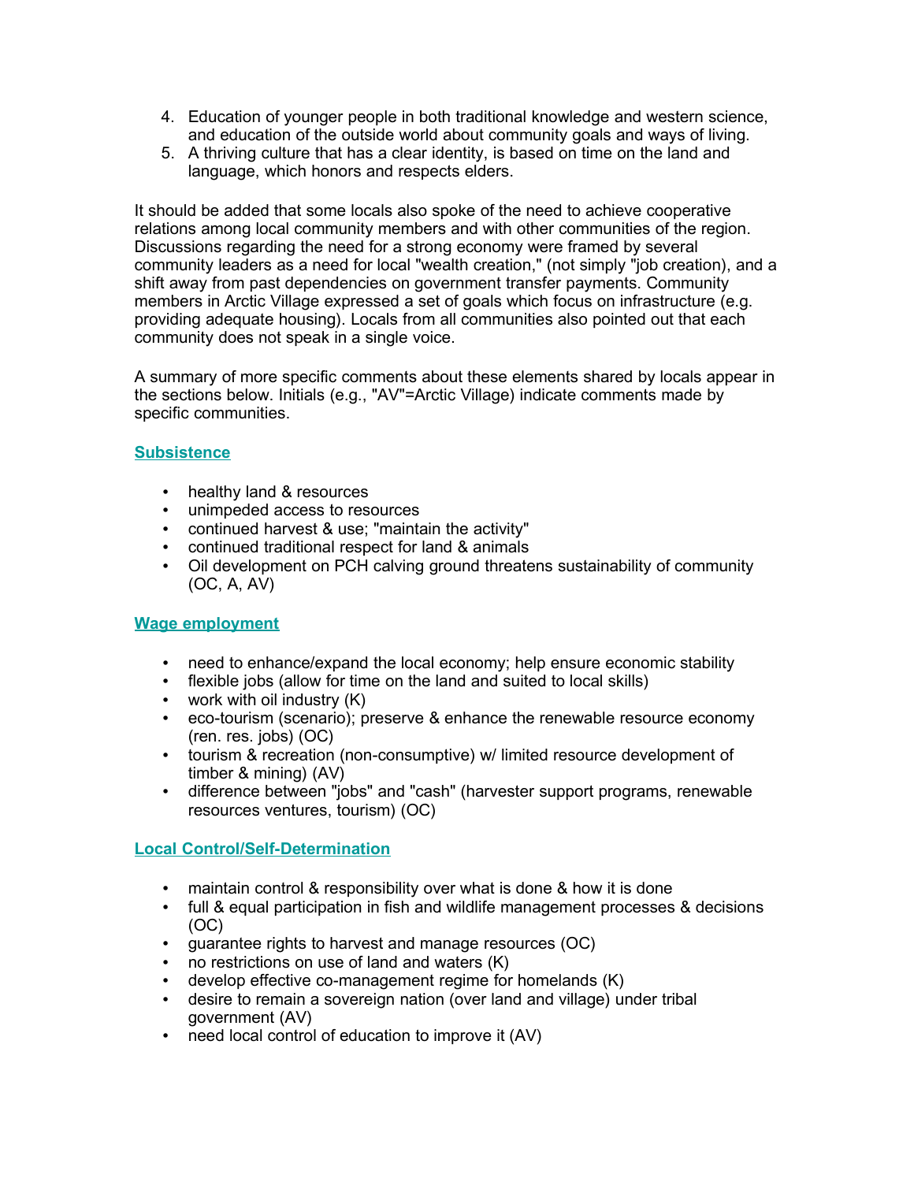4. Education of younger people in both traditional knowledge and western science, and education of the outside world about community goals and ways of living.
5. A thriving culture that has a clear identity, is based on time on the land and language, which honors and respects elders.

It should be added that some locals also spoke of the need to achieve cooperative relations among local community members and with other communities of the region. Discussions regarding the need for a strong economy were framed by several community leaders as a need for local "wealth creation," (not simply "job creation), and a shift away from past dependencies on government transfer payments. Community members in Arctic Village expressed a set of goals which focus on infrastructure (e.g. providing adequate housing). Locals from all communities also pointed out that each community does not speak in a single voice.

A summary of more specific comments about these elements shared by locals appear in the sections below. Initials (e.g., "AV"=Arctic Village) indicate comments made by specific communities.

### Subsistence

- healthy land & resources
- unimpeded access to resources
- continued harvest & use; "maintain the activity"
- continued traditional respect for land & animals
- Oil development on PCH calving ground threatens sustainability of community (OC, A, AV)

### Wage employment

- need to enhance/expand the local economy; help ensure economic stability
- flexible jobs (allow for time on the land and suited to local skills)
- work with oil industry (K)
- eco-tourism (scenario); preserve & enhance the renewable resource economy (ren. res. jobs) (OC)
- tourism & recreation (non-consumptive) w/ limited resource development of timber & mining) (AV)
- difference between "jobs" and "cash" (harvester support programs, renewable resources ventures, tourism) (OC)

### Local Control/Self-Determination

- maintain control & responsibility over what is done & how it is done
- full & equal participation in fish and wildlife management processes & decisions (OC)
- guarantee rights to harvest and manage resources (OC)
- no restrictions on use of land and waters (K)
- develop effective co-management regime for homelands (K)
- desire to remain a sovereign nation (over land and village) under tribal government (AV)
- need local control of education to improve it (AV)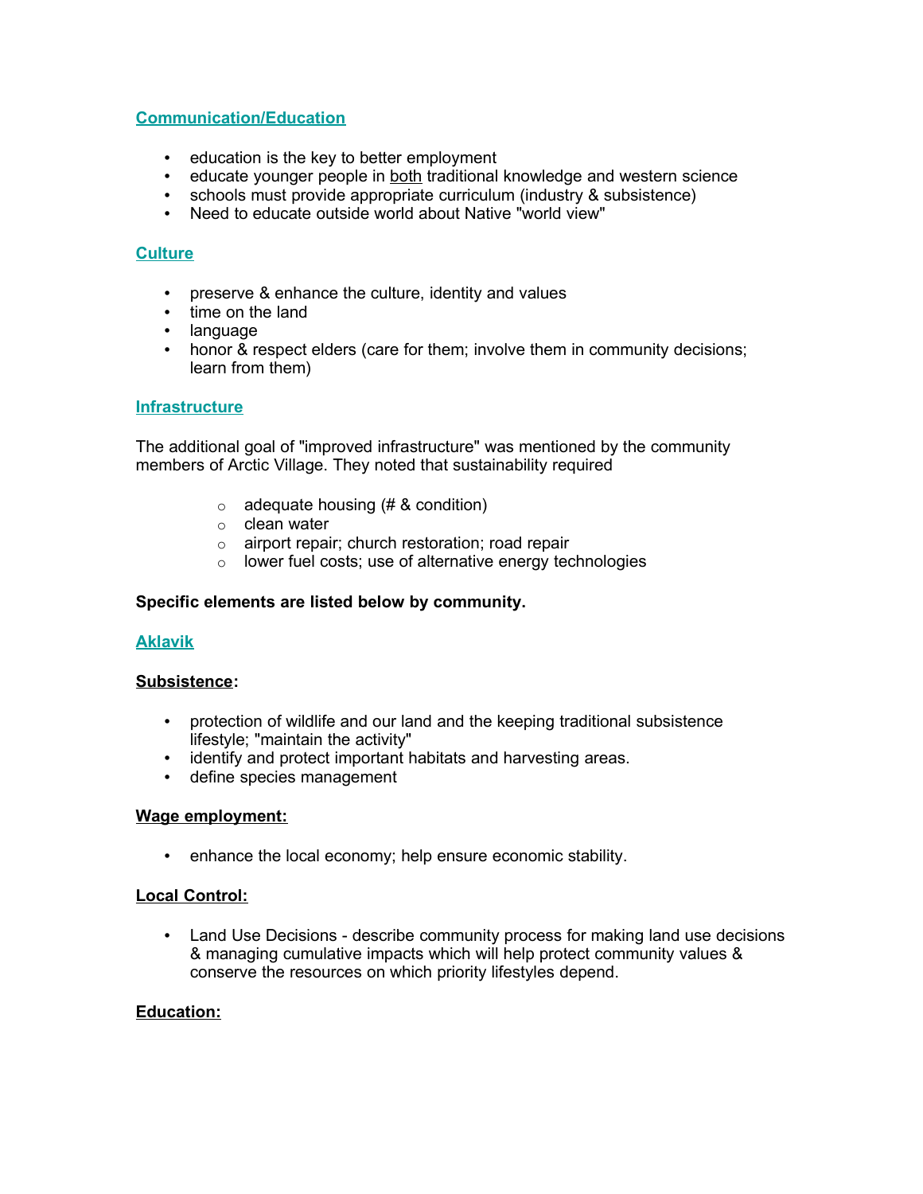### Communication/Education

- education is the key to better employment
- educate younger people in both traditional knowledge and western science
- schools must provide appropriate curriculum (industry & subsistence)
- Need to educate outside world about Native "world view"

### Culture

- preserve & enhance the culture, identity and values
- time on the land
- language
- honor & respect elders (care for them; involve them in community decisions; learn from them)

### Infrastructure

The additional goal of "improved infrastructure" was mentioned by the community members of Arctic Village. They noted that sustainability required

- adequate housing (# & condition)
- clean water
- airport repair; church restoration; road repair
- lower fuel costs; use of alternative energy technologies

**Specific elements are listed below by community.**

### Aklavik

**Subsistence:**

- protection of wildlife and our land and the keeping traditional subsistence lifestyle; "maintain the activity"
- identify and protect important habitats and harvesting areas.
- define species management

**Wage employment:**

- enhance the local economy; help ensure economic stability.

**Local Control:**

- Land Use Decisions - describe community process for making land use decisions & managing cumulative impacts which will help protect community values & conserve the resources on which priority lifestyles depend.

**Education:**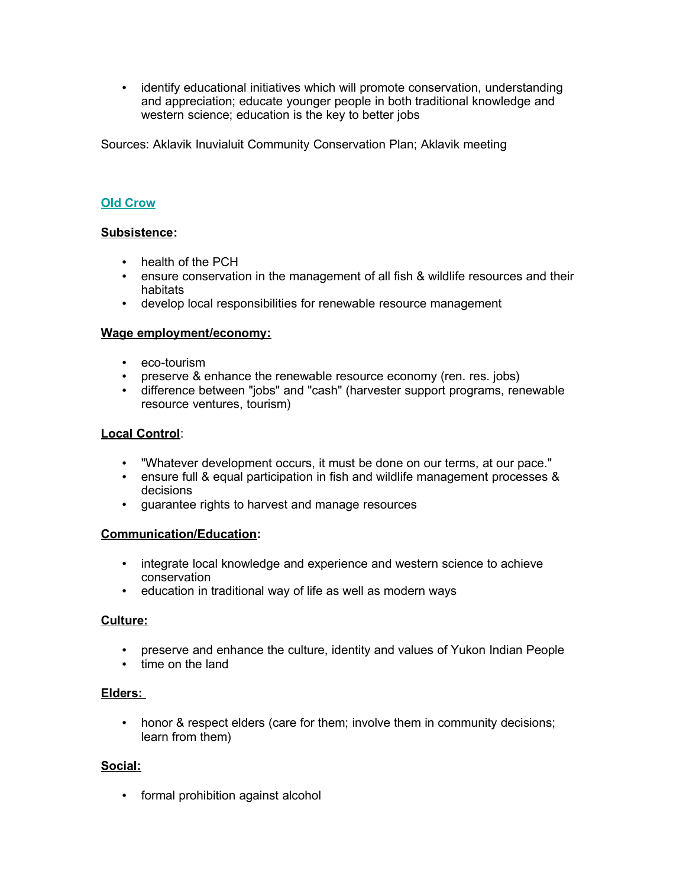- identify educational initiatives which will promote conservation, understanding and appreciation; educate younger people in both traditional knowledge and western science; education is the key to better jobs

Sources: Aklavik Inuvialuit Community Conservation Plan; Aklavik meeting

## Old Crow

**Subsistence:**

- health of the PCH
- ensure conservation in the management of all fish & wildlife resources and their habitats
- develop local responsibilities for renewable resource management

**Wage employment/economy:**

- eco-tourism
- preserve & enhance the renewable resource economy (ren. res. jobs)
- difference between "jobs" and "cash" (harvester support programs, renewable resource ventures, tourism)

**Local Control:**

- "Whatever development occurs, it must be done on our terms, at our pace."
- ensure full & equal participation in fish and wildlife management processes & decisions
- guarantee rights to harvest and manage resources

**Communication/Education:**

- integrate local knowledge and experience and western science to achieve conservation
- education in traditional way of life as well as modern ways

**Culture:**

- preserve and enhance the culture, identity and values of Yukon Indian People
- time on the land

**Elders:**

- honor & respect elders (care for them; involve them in community decisions; learn from them)

**Social:**

- formal prohibition against alcohol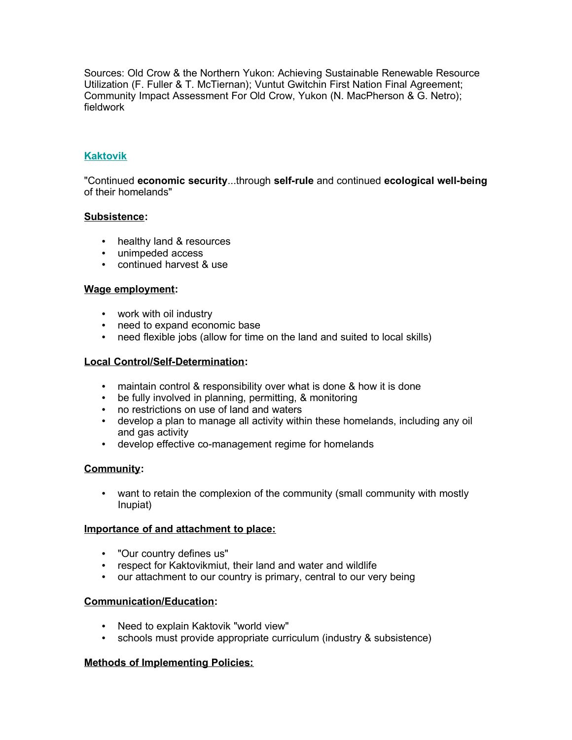Sources: Old Crow & the Northern Yukon: Achieving Sustainable Renewable Resource Utilization (F. Fuller & T. McTiernan); Vuntut Gwitchin First Nation Final Agreement; Community Impact Assessment For Old Crow, Yukon (N. MacPherson & G. Netro); fieldwork

## Kaktovik

"Continued **economic security**...through **self-rule** and continued **ecological well-being** of their homelands"

**Subsistence:**

- healthy land & resources
- unimpeded access
- continued harvest & use

**Wage employment:**

- work with oil industry
- need to expand economic base
- need flexible jobs (allow for time on the land and suited to local skills)

**Local Control/Self-Determination:**

- maintain control & responsibility over what is done & how it is done
- be fully involved in planning, permitting, & monitoring
- no restrictions on use of land and waters
- develop a plan to manage all activity within these homelands, including any oil and gas activity
- develop effective co-management regime for homelands

**Community:**

- want to retain the complexion of the community (small community with mostly Inupiat)

**Importance of and attachment to place:**

- "Our country defines us"
- respect for Kaktovikmiut, their land and water and wildlife
- our attachment to our country is primary, central to our very being

**Communication/Education:**

- Need to explain Kaktovik "world view"
- schools must provide appropriate curriculum (industry & subsistence)

**Methods of Implementing Policies:**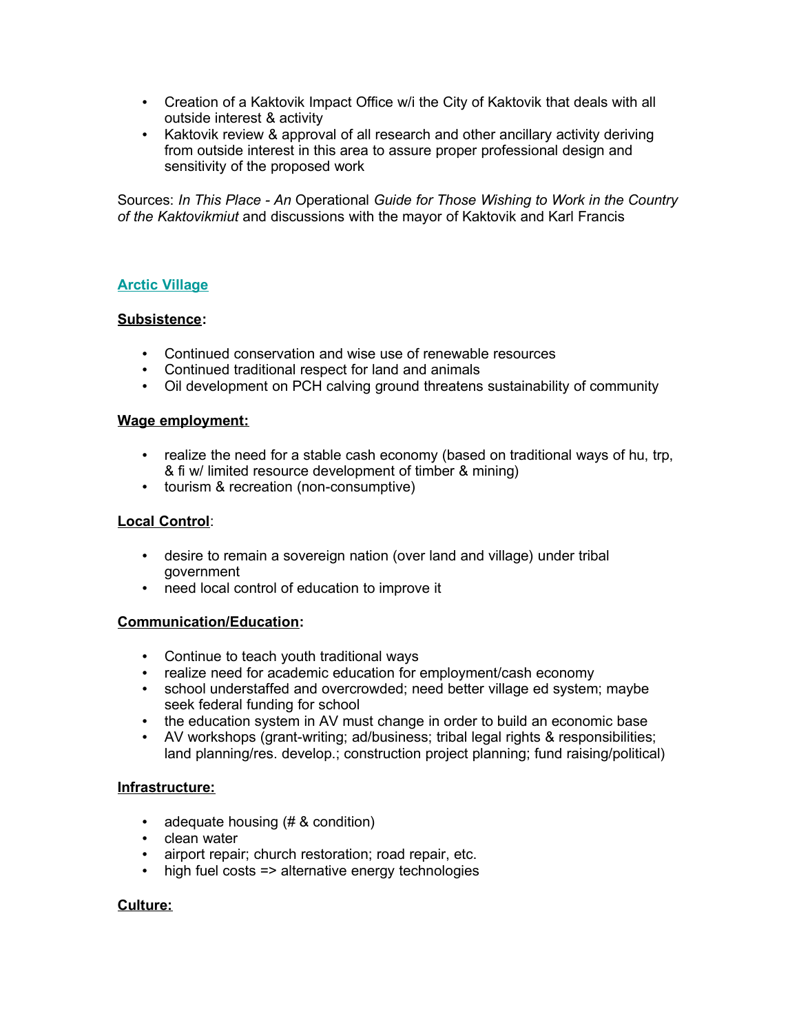- Creation of a Kaktovik Impact Office w/i the City of Kaktovik that deals with all outside interest & activity
- Kaktovik review & approval of all research and other ancillary activity deriving from outside interest in this area to assure proper professional design and sensitivity of the proposed work

Sources: *In This Place - An* Operational *Guide for Those Wishing to Work in the Country of the Kaktovikmiut* and discussions with the mayor of Kaktovik and Karl Francis

## Arctic Village

**Subsistence:**

- Continued conservation and wise use of renewable resources
- Continued traditional respect for land and animals
- Oil development on PCH calving ground threatens sustainability of community

**Wage employment:**

- realize the need for a stable cash economy (based on traditional ways of hu, trp, & fi w/ limited resource development of timber & mining)
- tourism & recreation (non-consumptive)

**Local Control:**

- desire to remain a sovereign nation (over land and village) under tribal government
- need local control of education to improve it

**Communication/Education:**

- Continue to teach youth traditional ways
- realize need for academic education for employment/cash economy
- school understaffed and overcrowded; need better village ed system; maybe seek federal funding for school
- the education system in AV must change in order to build an economic base
- AV workshops (grant-writing; ad/business; tribal legal rights & responsibilities; land planning/res. develop.; construction project planning; fund raising/political)

**Infrastructure:**

- adequate housing (# & condition)
- clean water
- airport repair; church restoration; road repair, etc.
- high fuel costs => alternative energy technologies

**Culture:**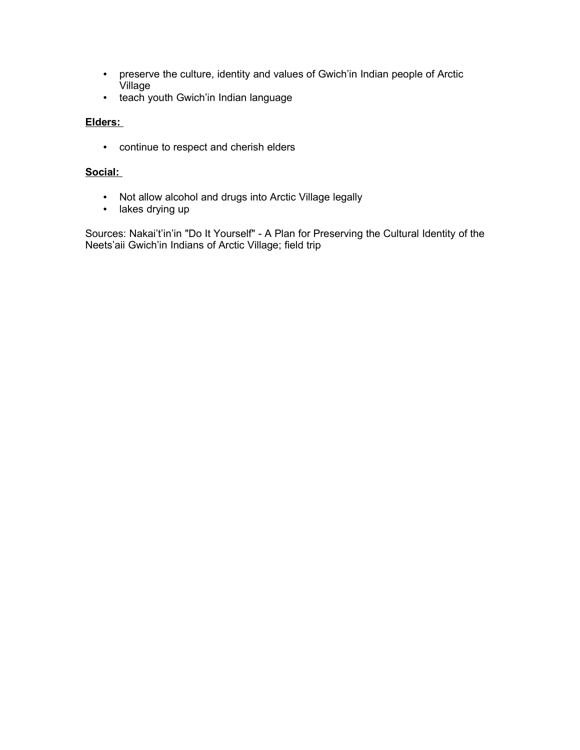- preserve the culture, identity and values of Gwich'in Indian people of Arctic Village
- teach youth Gwich'in Indian language

**Elders:**

- continue to respect and cherish elders

**Social:**

- Not allow alcohol and drugs into Arctic Village legally
- lakes drying up

Sources: Nakai't'in'in "Do It Yourself" - A Plan for Preserving the Cultural Identity of the Neets'aii Gwich'in Indians of Arctic Village; field trip